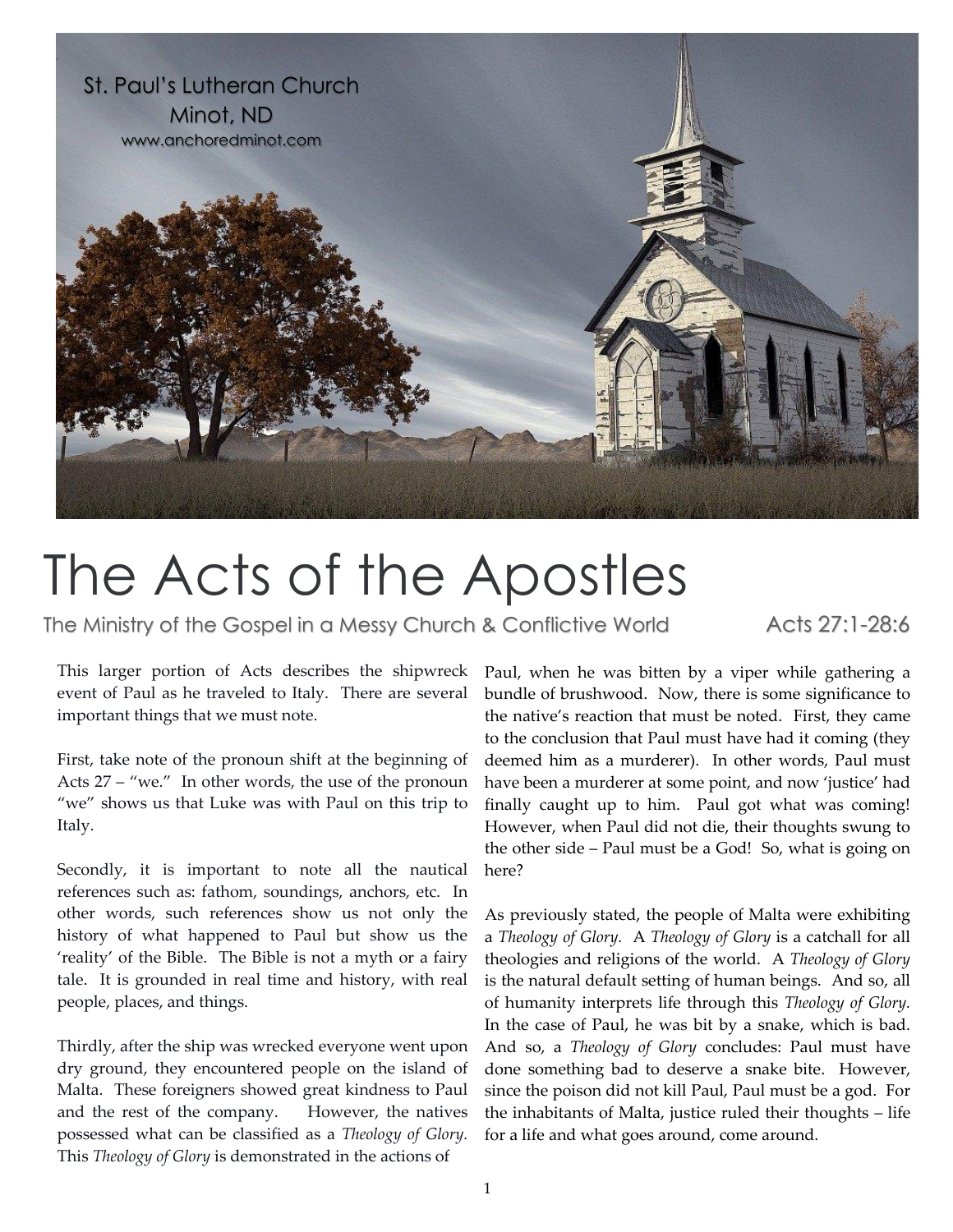St. Paul's Lutheran Church
Minot, ND
www.anchoredminot.com

# The Acts of the Apostles

## The Ministry of the Gospel in a Messy Church & Conflictive World — Acts 27:1-28:6

This larger portion of Acts describes the shipwreck event of Paul as he traveled to Italy. There are several important things that we must note.

First, take note of the pronoun shift at the beginning of Acts 27 – "we." In other words, the use of the pronoun "we" shows us that Luke was with Paul on this trip to Italy.

Secondly, it is important to note all the nautical references such as: fathom, soundings, anchors, etc. In other words, such references show us not only the history of what happened to Paul but show us the 'reality' of the Bible. The Bible is not a myth or a fairy tale. It is grounded in real time and history, with real people, places, and things.

Thirdly, after the ship was wrecked everyone went upon dry ground, they encountered people on the island of Malta. These foreigners showed great kindness to Paul and the rest of the company. However, the natives possessed what can be classified as a *Theology of Glory.* This *Theology of Glory* is demonstrated in the actions of Paul, when he was bitten by a viper while gathering a bundle of brushwood. Now, there is some significance to the native's reaction that must be noted. First, they came to the conclusion that Paul must have had it coming (they deemed him as a murderer). In other words, Paul must have been a murderer at some point, and now 'justice' had finally caught up to him. Paul got what was coming! However, when Paul did not die, their thoughts swung to the other side – Paul must be a God! So, what is going on here?

As previously stated, the people of Malta were exhibiting a *Theology of Glory*. A *Theology of Glory* is a catchall for all theologies and religions of the world. A *Theology of Glory* is the natural default setting of human beings. And so, all of humanity interprets life through this *Theology of Glory.* In the case of Paul, he was bit by a snake, which is bad. And so, a *Theology of Glory* concludes: Paul must have done something bad to deserve a snake bite. However, since the poison did not kill Paul, Paul must be a god. For the inhabitants of Malta, justice ruled their thoughts – life for a life and what goes around, come around.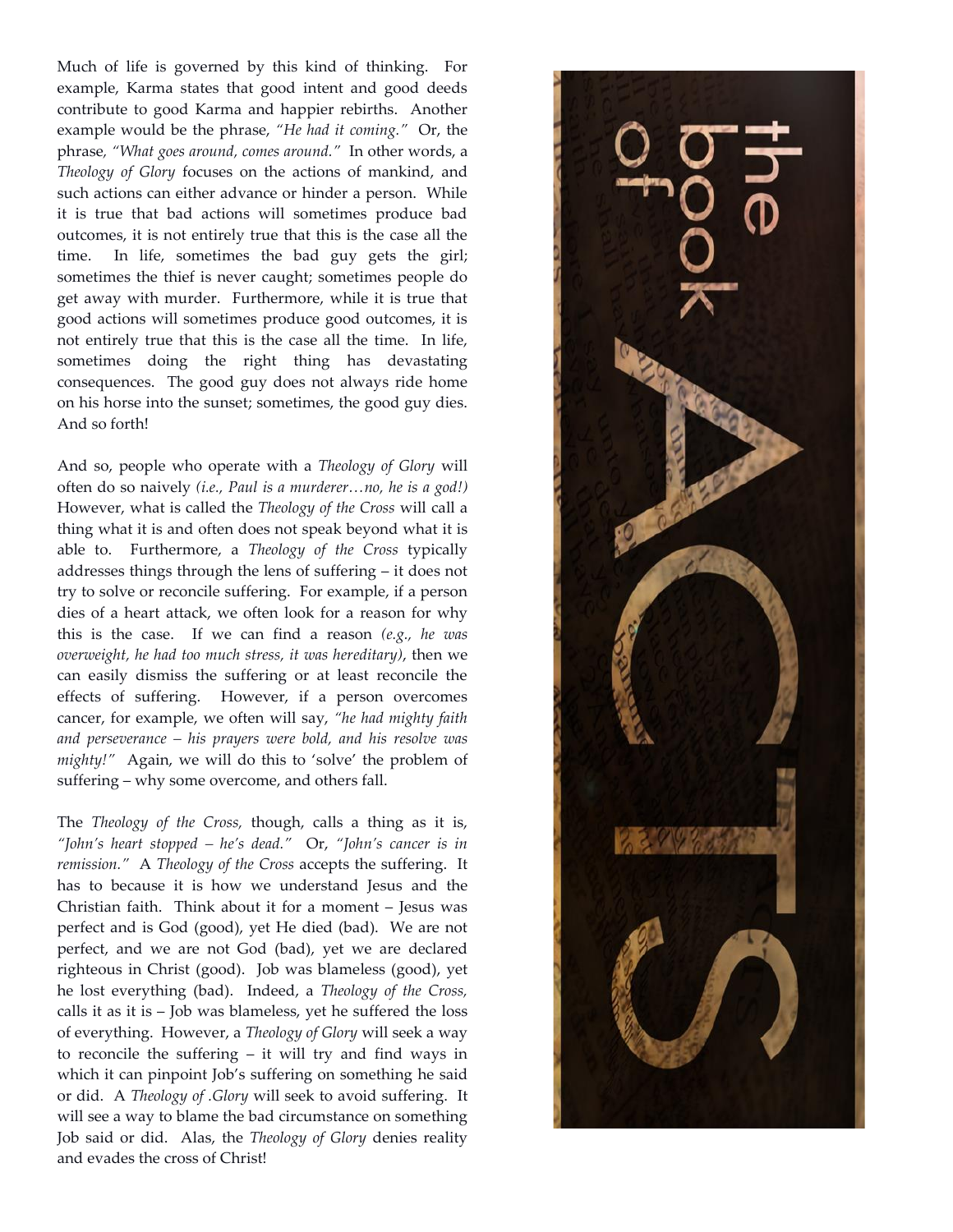Much of life is governed by this kind of thinking. For example, Karma states that good intent and good deeds contribute to good Karma and happier rebirths. Another example would be the phrase, *"He had it coming."* Or, the phrase, *"What goes around, comes around."* In other words, a *Theology of Glory* focuses on the actions of mankind, and such actions can either advance or hinder a person. While it is true that bad actions will sometimes produce bad outcomes, it is not entirely true that this is the case all the time. In life, sometimes the bad guy gets the girl; sometimes the thief is never caught; sometimes people do get away with murder. Furthermore, while it is true that good actions will sometimes produce good outcomes, it is not entirely true that this is the case all the time. In life, sometimes doing the right thing has devastating consequences. The good guy does not always ride home on his horse into the sunset; sometimes, the good guy dies. And so forth!

And so, people who operate with a *Theology of Glory* will often do so naively *(i.e., Paul is a murderer…no, he is a god!)* However, what is called the *Theology of the Cross* will call a thing what it is and often does not speak beyond what it is able to. Furthermore, a *Theology of the Cross* typically addresses things through the lens of suffering – it does not try to solve or reconcile suffering. For example, if a person dies of a heart attack, we often look for a reason for why this is the case. If we can find a reason *(e.g., he was overweight, he had too much stress, it was hereditary)*, then we can easily dismiss the suffering or at least reconcile the effects of suffering. However, if a person overcomes cancer, for example, we often will say, *"he had mighty faith and perseverance – his prayers were bold, and his resolve was mighty!"* Again, we will do this to 'solve' the problem of suffering – why some overcome, and others fall.

The *Theology of the Cross,* though, calls a thing as it is, *"John's heart stopped – he's dead."* Or, *"John's cancer is in remission."* A *Theology of the Cross* accepts the suffering. It has to because it is how we understand Jesus and the Christian faith. Think about it for a moment – Jesus was perfect and is God (good), yet He died (bad). We are not perfect, and we are not God (bad), yet we are declared righteous in Christ (good). Job was blameless (good), yet he lost everything (bad). Indeed, a *Theology of the Cross,* calls it as it is – Job was blameless, yet he suffered the loss of everything. However, a *Theology of Glory* will seek a way to reconcile the suffering – it will try and find ways in which it can pinpoint Job's suffering on something he said or did. A *Theology of .Glory* will seek to avoid suffering. It will see a way to blame the bad circumstance on something Job said or did. Alas, the *Theology of Glory* denies reality and evades the cross of Christ!

the book of ACTS